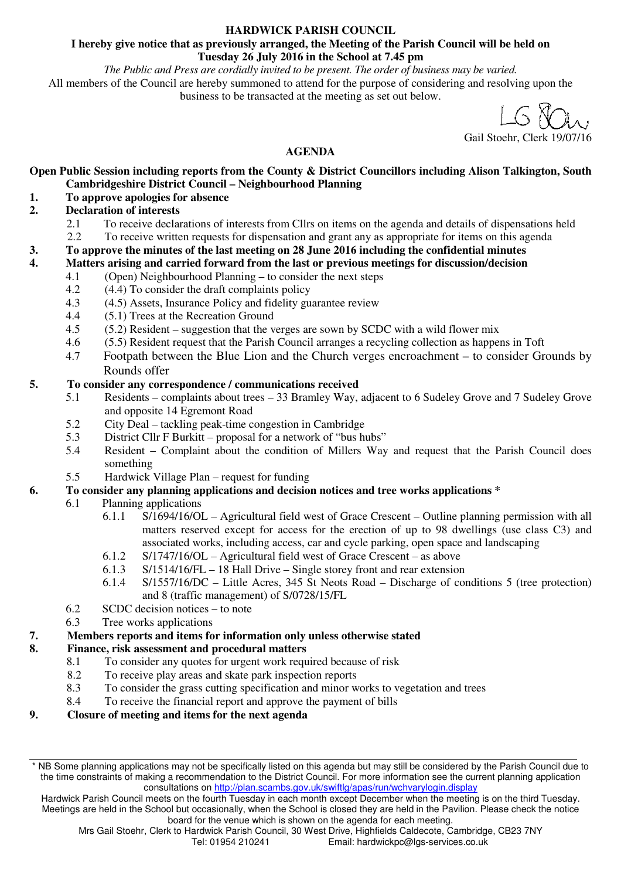**HARDWICK PARISH COUNCIL**

**I hereby give notice that as previously arranged, the Meeting of the Parish Council will be held on Tuesday 26 July 2016 in the School at 7.45 pm**

*The Public and Press are cordially invited to be present. The order of business may be varied.*

All members of the Council are hereby summoned to attend for the purpose of considering and resolving upon the business to be transacted at the meeting as set out below.

Gail Stoehr, Clerk 19/07/16

## AGENDA

**Open Public Session including reports from the County & District Councillors including Alison Talkington, South Cambridgeshire District Council – Neighbourhood Planning**

**1. To approve apologies for absence**

**2. Declaration of interests**

- 2.1 To receive declarations of interests from Cllrs on items on the agenda and details of dispensations held
- 2.2 To receive written requests for dispensation and grant any as appropriate for items on this agenda

**3. To approve the minutes of the last meeting on 28 June 2016 including the confidential minutes**

**4. Matters arising and carried forward from the last or previous meetings for discussion/decision**

- 4.1 (Open) Neighbourhood Planning – to consider the next steps
- 4.2 (4.4) To consider the draft complaints policy
- 4.3 (4.5) Assets, Insurance Policy and fidelity guarantee review
- 4.4 (5.1) Trees at the Recreation Ground
- 4.5 (5.2) Resident – suggestion that the verges are sown by SCDC with a wild flower mix
- 4.6 (5.5) Resident request that the Parish Council arranges a recycling collection as happens in Toft
- 4.7 Footpath between the Blue Lion and the Church verges encroachment – to consider Grounds by Rounds offer

**5. To consider any correspondence / communications received**

- 5.1 Residents – complaints about trees – 33 Bramley Way, adjacent to 6 Sudeley Grove and 7 Sudeley Grove and opposite 14 Egremont Road
- 5.2 City Deal – tackling peak-time congestion in Cambridge
- 5.3 District Cllr F Burkitt – proposal for a network of "bus hubs"
- 5.4 Resident – Complaint about the condition of Millers Way and request that the Parish Council does something
- 5.5 Hardwick Village Plan – request for funding

**6. To consider any planning applications and decision notices and tree works applications \***

- 6.1 Planning applications
  - 6.1.1 S/1694/16/OL – Agricultural field west of Grace Crescent – Outline planning permission with all matters reserved except for access for the erection of up to 98 dwellings (use class C3) and associated works, including access, car and cycle parking, open space and landscaping
  - 6.1.2 S/1747/16/OL – Agricultural field west of Grace Crescent – as above
  - 6.1.3 S/1514/16/FL – 18 Hall Drive – Single storey front and rear extension
  - 6.1.4 S/1557/16/DC – Little Acres, 345 St Neots Road – Discharge of conditions 5 (tree protection) and 8 (traffic management) of S/0728/15/FL
- 6.2 SCDC decision notices – to note
- 6.3 Tree works applications

**7. Members reports and items for information only unless otherwise stated**

**8. Finance, risk assessment and procedural matters**

- 8.1 To consider any quotes for urgent work required because of risk
- 8.2 To receive play areas and skate park inspection reports
- 8.3 To consider the grass cutting specification and minor works to vegetation and trees
- 8.4 To receive the financial report and approve the payment of bills

**9. Closure of meeting and items for the next agenda**

---

\* NB Some planning applications may not be specifically listed on this agenda but may still be considered by the Parish Council due to the time constraints of making a recommendation to the District Council. For more information see the current planning application consultations on http://plan.scambs.gov.uk/swiftlg/apas/run/wchvarylogin.display

Hardwick Parish Council meets on the fourth Tuesday in each month except December when the meeting is on the third Tuesday. Meetings are held in the School but occasionally, when the School is closed they are held in the Pavilion. Please check the notice board for the venue which is shown on the agenda for each meeting.

Mrs Gail Stoehr, Clerk to Hardwick Parish Council, 30 West Drive, Highfields Caldecote, Cambridge, CB23 7NY
Tel: 01954 210241 Email: hardwickpc@lgs-services.co.uk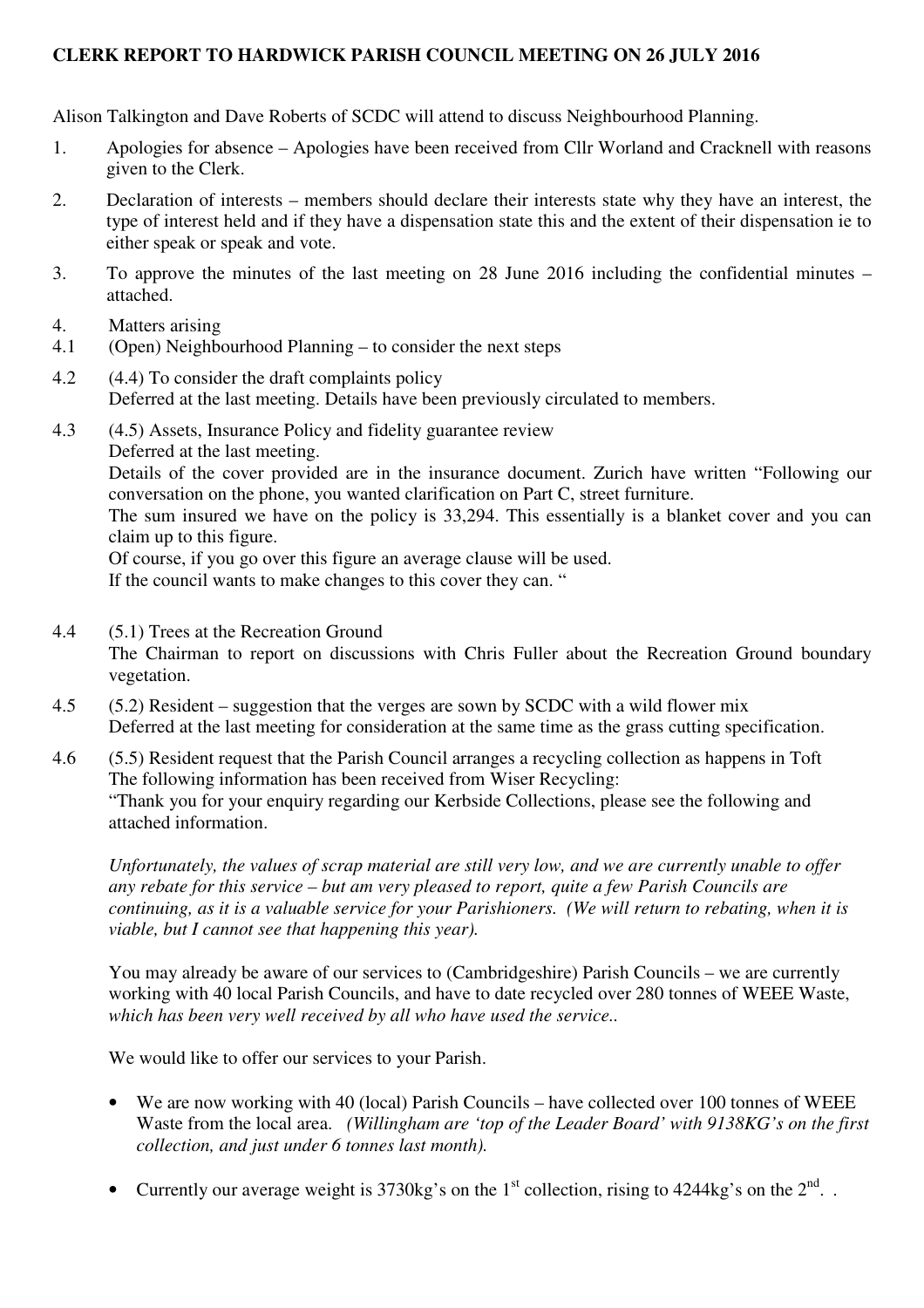**CLERK REPORT TO HARDWICK PARISH COUNCIL MEETING ON 26 JULY 2016**

Alison Talkington and Dave Roberts of SCDC will attend to discuss Neighbourhood Planning.

1. Apologies for absence – Apologies have been received from Cllr Worland and Cracknell with reasons given to the Clerk.

2. Declaration of interests – members should declare their interests state why they have an interest, the type of interest held and if they have a dispensation state this and the extent of their dispensation ie to either speak or speak and vote.

3. To approve the minutes of the last meeting on 28 June 2016 including the confidential minutes – attached.

4. Matters arising

4.1 (Open) Neighbourhood Planning – to consider the next steps

4.2 (4.4) To consider the draft complaints policy
Deferred at the last meeting. Details have been previously circulated to members.

4.3 (4.5) Assets, Insurance Policy and fidelity guarantee review
Deferred at the last meeting.
Details of the cover provided are in the insurance document. Zurich have written "Following our conversation on the phone, you wanted clarification on Part C, street furniture.
The sum insured we have on the policy is 33,294. This essentially is a blanket cover and you can claim up to this figure.
Of course, if you go over this figure an average clause will be used.
If the council wants to make changes to this cover they can. "

4.4 (5.1) Trees at the Recreation Ground
The Chairman to report on discussions with Chris Fuller about the Recreation Ground boundary vegetation.

4.5 (5.2) Resident – suggestion that the verges are sown by SCDC with a wild flower mix
Deferred at the last meeting for consideration at the same time as the grass cutting specification.

4.6 (5.5) Resident request that the Parish Council arranges a recycling collection as happens in Toft
The following information has been received from Wiser Recycling:
"Thank you for your enquiry regarding our Kerbside Collections, please see the following and attached information.

*Unfortunately, the values of scrap material are still very low, and we are currently unable to offer any rebate for this service – but am very pleased to report, quite a few Parish Councils are continuing, as it is a valuable service for your Parishioners. (We will return to rebating, when it is viable, but I cannot see that happening this year).*

You may already be aware of our services to (Cambridgeshire) Parish Councils – we are currently working with 40 local Parish Councils, and have to date recycled over 280 tonnes of WEEE Waste, *which has been very well received by all who have used the service..*

We would like to offer our services to your Parish.

- We are now working with 40 (local) Parish Councils – have collected over 100 tonnes of WEEE Waste from the local area. *(Willingham are 'top of the Leader Board' with 9138KG's on the first collection, and just under 6 tonnes last month).*

- Currently our average weight is 3730kg's on the 1st collection, rising to 4244kg's on the 2nd. .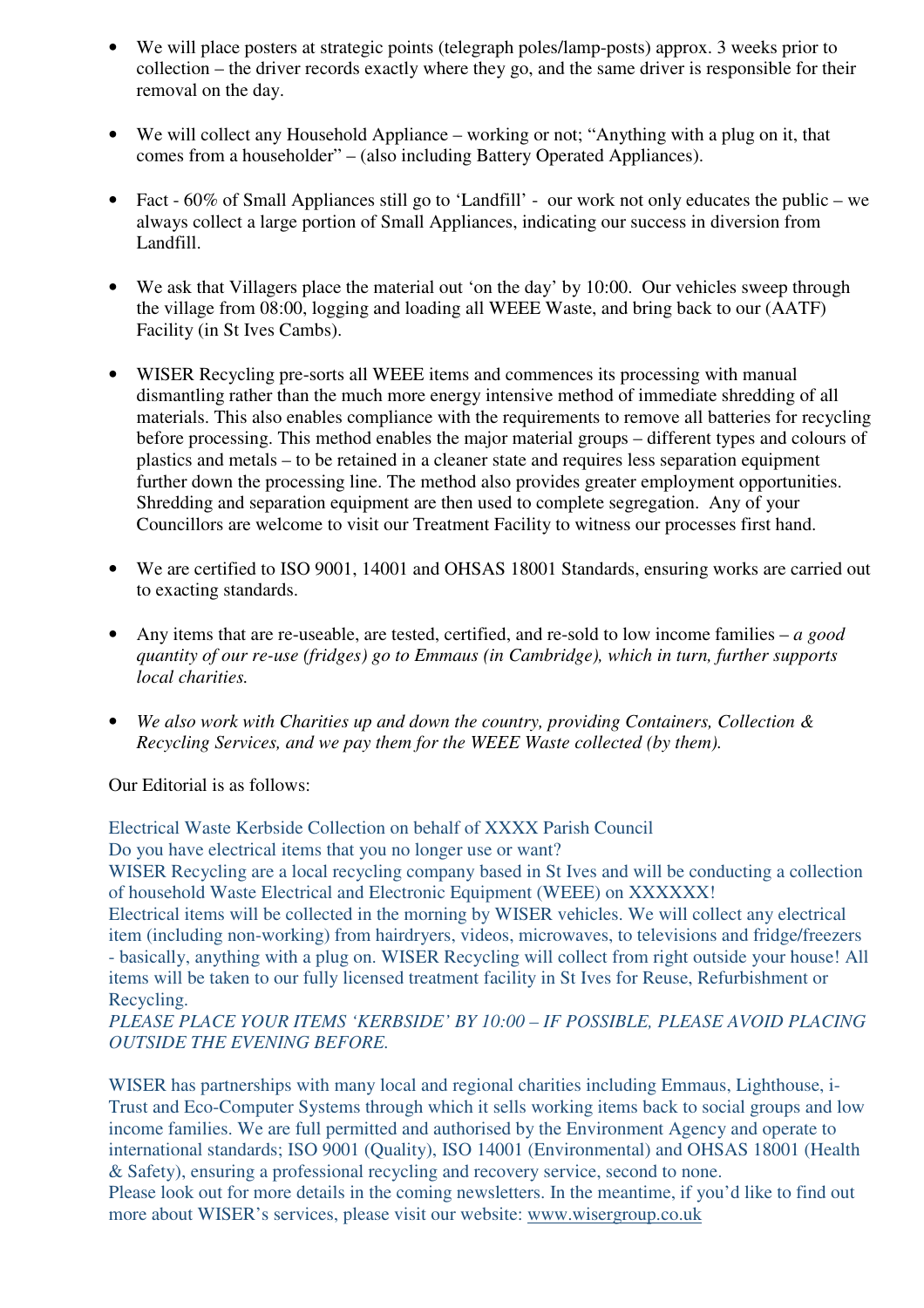- We will place posters at strategic points (telegraph poles/lamp-posts) approx. 3 weeks prior to collection – the driver records exactly where they go, and the same driver is responsible for their removal on the day.

- We will collect any Household Appliance – working or not; "Anything with a plug on it, that comes from a householder" – (also including Battery Operated Appliances).

- Fact - 60% of Small Appliances still go to 'Landfill' - our work not only educates the public – we always collect a large portion of Small Appliances, indicating our success in diversion from Landfill.

- We ask that Villagers place the material out 'on the day' by 10:00. Our vehicles sweep through the village from 08:00, logging and loading all WEEE Waste, and bring back to our (AATF) Facility (in St Ives Cambs).

- WISER Recycling pre-sorts all WEEE items and commences its processing with manual dismantling rather than the much more energy intensive method of immediate shredding of all materials. This also enables compliance with the requirements to remove all batteries for recycling before processing. This method enables the major material groups – different types and colours of plastics and metals – to be retained in a cleaner state and requires less separation equipment further down the processing line. The method also provides greater employment opportunities. Shredding and separation equipment are then used to complete segregation. Any of your Councillors are welcome to visit our Treatment Facility to witness our processes first hand.

- We are certified to ISO 9001, 14001 and OHSAS 18001 Standards, ensuring works are carried out to exacting standards.

- Any items that are re-useable, are tested, certified, and re-sold to low income families – *a good quantity of our re-use (fridges) go to Emmaus (in Cambridge), which in turn, further supports local charities.*

- *We also work with Charities up and down the country, providing Containers, Collection & Recycling Services, and we pay them for the WEEE Waste collected (by them).*

Our Editorial is as follows:

Electrical Waste Kerbside Collection on behalf of XXXX Parish Council
Do you have electrical items that you no longer use or want?
WISER Recycling are a local recycling company based in St Ives and will be conducting a collection of household Waste Electrical and Electronic Equipment (WEEE) on XXXXXX!
Electrical items will be collected in the morning by WISER vehicles. We will collect any electrical item (including non-working) from hairdryers, videos, microwaves, to televisions and fridge/freezers - basically, anything with a plug on. WISER Recycling will collect from right outside your house! All items will be taken to our fully licensed treatment facility in St Ives for Reuse, Refurbishment or Recycling.
*PLEASE PLACE YOUR ITEMS 'KERBSIDE' BY 10:00 – IF POSSIBLE, PLEASE AVOID PLACING OUTSIDE THE EVENING BEFORE.*

WISER has partnerships with many local and regional charities including Emmaus, Lighthouse, i-Trust and Eco-Computer Systems through which it sells working items back to social groups and low income families. We are full permitted and authorised by the Environment Agency and operate to international standards; ISO 9001 (Quality), ISO 14001 (Environmental) and OHSAS 18001 (Health & Safety), ensuring a professional recycling and recovery service, second to none.
Please look out for more details in the coming newsletters. In the meantime, if you'd like to find out more about WISER's services, please visit our website: www.wisergroup.co.uk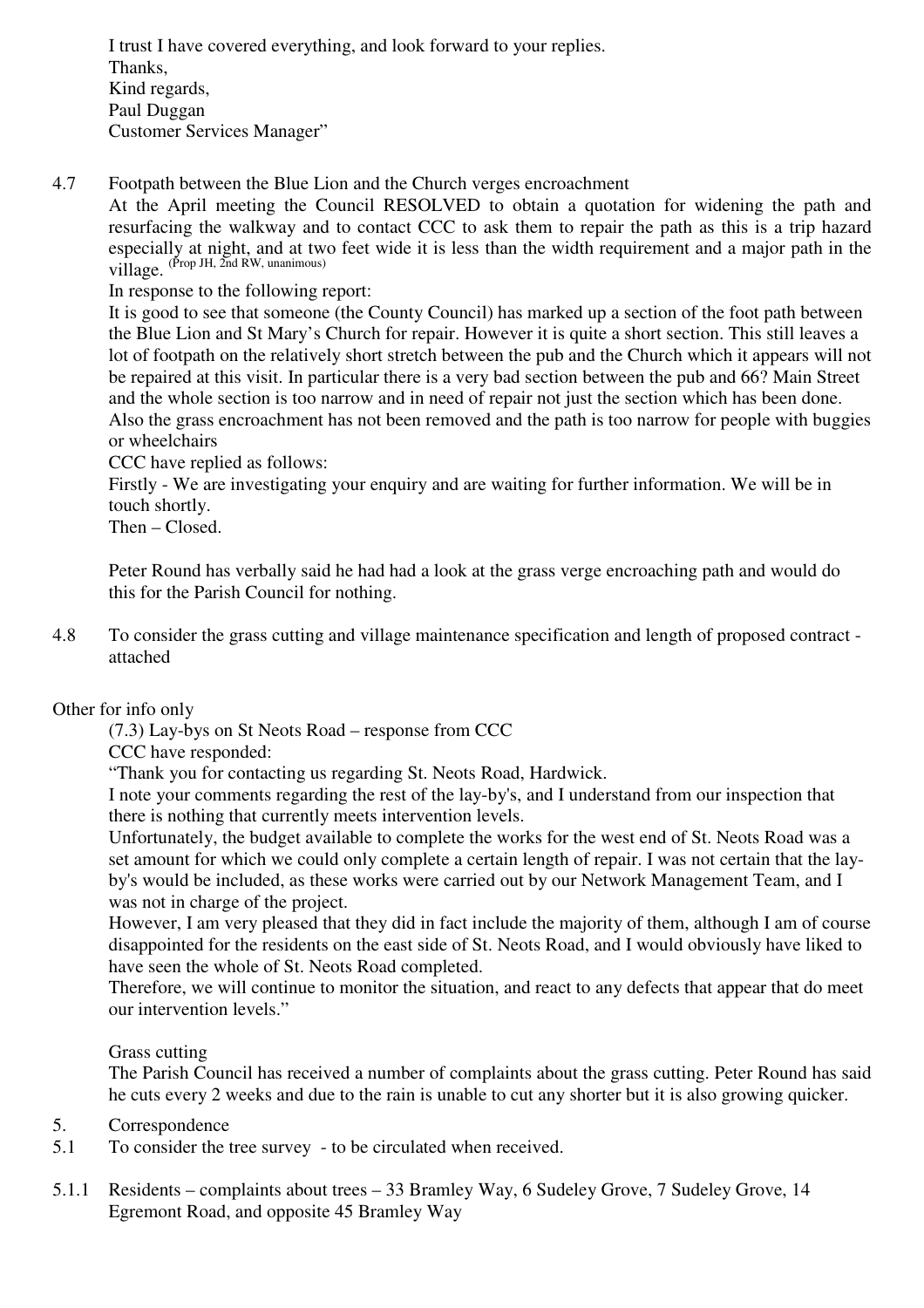I trust I have covered everything, and look forward to your replies.
Thanks,
Kind regards,
Paul Duggan
Customer Services Manager"

4.7 Footpath between the Blue Lion and the Church verges encroachment

At the April meeting the Council RESOLVED to obtain a quotation for widening the path and resurfacing the walkway and to contact CCC to ask them to repair the path as this is a trip hazard especially at night, and at two feet wide it is less than the width requirement and a major path in the village. (Prop JH, 2nd RW, unanimous)

In response to the following report:

It is good to see that someone (the County Council) has marked up a section of the foot path between the Blue Lion and St Mary's Church for repair. However it is quite a short section. This still leaves a lot of footpath on the relatively short stretch between the pub and the Church which it appears will not be repaired at this visit. In particular there is a very bad section between the pub and 66? Main Street and the whole section is too narrow and in need of repair not just the section which has been done. Also the grass encroachment has not been removed and the path is too narrow for people with buggies or wheelchairs

CCC have replied as follows:

Firstly - We are investigating your enquiry and are waiting for further information. We will be in touch shortly.

Then – Closed.

Peter Round has verbally said he had had a look at the grass verge encroaching path and would do this for the Parish Council for nothing.

4.8 To consider the grass cutting and village maintenance specification and length of proposed contract - attached

Other for info only

(7.3) Lay-bys on St Neots Road – response from CCC

CCC have responded:

"Thank you for contacting us regarding St. Neots Road, Hardwick.

I note your comments regarding the rest of the lay-by's, and I understand from our inspection that there is nothing that currently meets intervention levels.

Unfortunately, the budget available to complete the works for the west end of St. Neots Road was a set amount for which we could only complete a certain length of repair. I was not certain that the lay-by's would be included, as these works were carried out by our Network Management Team, and I was not in charge of the project.

However, I am very pleased that they did in fact include the majority of them, although I am of course disappointed for the residents on the east side of St. Neots Road, and I would obviously have liked to have seen the whole of St. Neots Road completed.

Therefore, we will continue to monitor the situation, and react to any defects that appear that do meet our intervention levels."

Grass cutting

The Parish Council has received a number of complaints about the grass cutting. Peter Round has said he cuts every 2 weeks and due to the rain is unable to cut any shorter but it is also growing quicker.

5. Correspondence

5.1 To consider the tree survey - to be circulated when received.

5.1.1 Residents – complaints about trees – 33 Bramley Way, 6 Sudeley Grove, 7 Sudeley Grove, 14 Egremont Road, and opposite 45 Bramley Way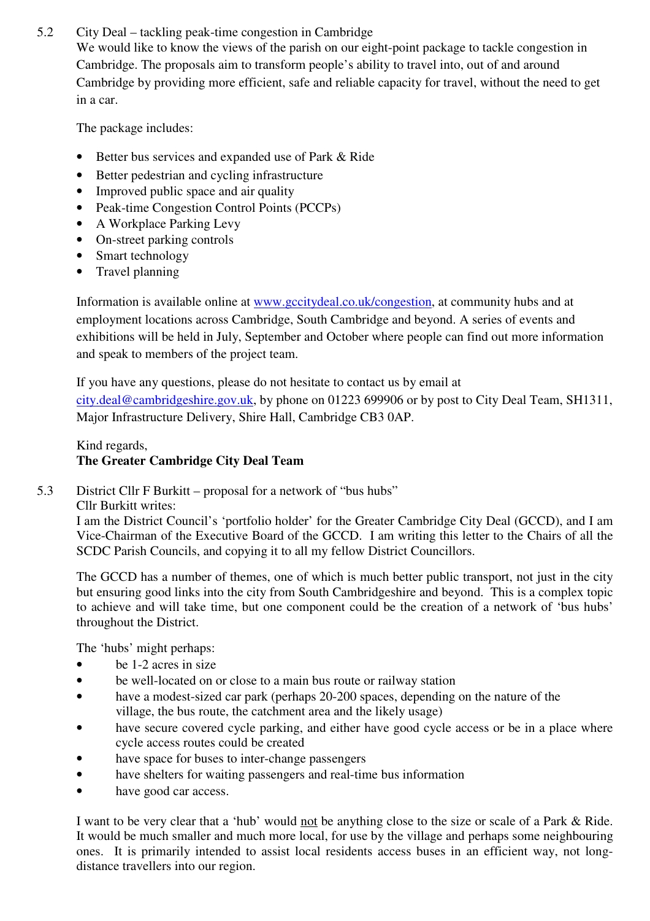5.2 City Deal – tackling peak-time congestion in Cambridge

We would like to know the views of the parish on our eight-point package to tackle congestion in Cambridge. The proposals aim to transform people's ability to travel into, out of and around Cambridge by providing more efficient, safe and reliable capacity for travel, without the need to get in a car.

The package includes:

- Better bus services and expanded use of Park & Ride
- Better pedestrian and cycling infrastructure
- Improved public space and air quality
- Peak-time Congestion Control Points (PCCPs)
- A Workplace Parking Levy
- On-street parking controls
- Smart technology
- Travel planning

Information is available online at [www.gccitydeal.co.uk/congestion](http://www.gccitydeal.co.uk/congestion), at community hubs and at employment locations across Cambridge, South Cambridge and beyond. A series of events and exhibitions will be held in July, September and October where people can find out more information and speak to members of the project team.

If you have any questions, please do not hesitate to contact us by email at [city.deal@cambridgeshire.gov.uk](mailto:city.deal@cambridgeshire.gov.uk), by phone on 01223 699906 or by post to City Deal Team, SH1311, Major Infrastructure Delivery, Shire Hall, Cambridge CB3 0AP.

Kind regards,
**The Greater Cambridge City Deal Team**

5.3 District Cllr F Burkitt – proposal for a network of "bus hubs"

Cllr Burkitt writes:

I am the District Council's 'portfolio holder' for the Greater Cambridge City Deal (GCCD), and I am Vice-Chairman of the Executive Board of the GCCD. I am writing this letter to the Chairs of all the SCDC Parish Councils, and copying it to all my fellow District Councillors.

The GCCD has a number of themes, one of which is much better public transport, not just in the city but ensuring good links into the city from South Cambridgeshire and beyond. This is a complex topic to achieve and will take time, but one component could be the creation of a network of 'bus hubs' throughout the District.

The 'hubs' might perhaps:

- be 1-2 acres in size
- be well-located on or close to a main bus route or railway station
- have a modest-sized car park (perhaps 20-200 spaces, depending on the nature of the village, the bus route, the catchment area and the likely usage)
- have secure covered cycle parking, and either have good cycle access or be in a place where cycle access routes could be created
- have space for buses to inter-change passengers
- have shelters for waiting passengers and real-time bus information
- have good car access.

I want to be very clear that a 'hub' would <u>not</u> be anything close to the size or scale of a Park & Ride. It would be much smaller and much more local, for use by the village and perhaps some neighbouring ones. It is primarily intended to assist local residents access buses in an efficient way, not long-distance travellers into our region.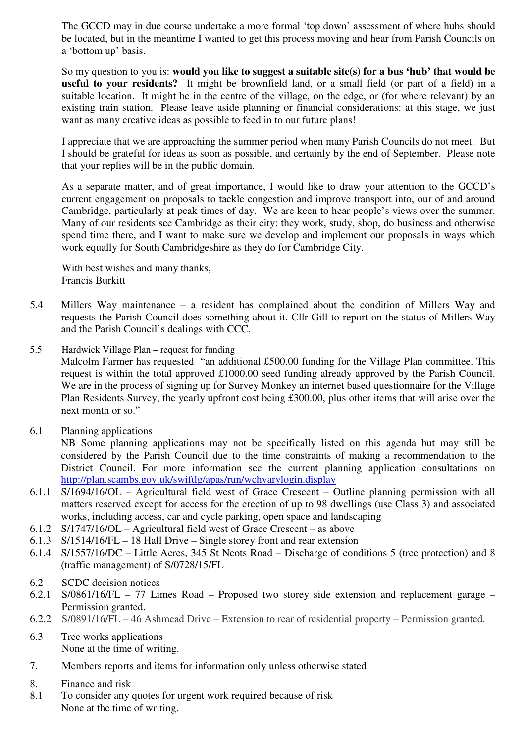The GCCD may in due course undertake a more formal 'top down' assessment of where hubs should be located, but in the meantime I wanted to get this process moving and hear from Parish Councils on a 'bottom up' basis.

So my question to you is: **would you like to suggest a suitable site(s) for a bus 'hub' that would be useful to your residents?** It might be brownfield land, or a small field (or part of a field) in a suitable location. It might be in the centre of the village, on the edge, or (for where relevant) by an existing train station. Please leave aside planning or financial considerations: at this stage, we just want as many creative ideas as possible to feed in to our future plans!

I appreciate that we are approaching the summer period when many Parish Councils do not meet. But I should be grateful for ideas as soon as possible, and certainly by the end of September. Please note that your replies will be in the public domain.

As a separate matter, and of great importance, I would like to draw your attention to the GCCD's current engagement on proposals to tackle congestion and improve transport into, our of and around Cambridge, particularly at peak times of day. We are keen to hear people's views over the summer. Many of our residents see Cambridge as their city: they work, study, shop, do business and otherwise spend time there, and I want to make sure we develop and implement our proposals in ways which work equally for South Cambridgeshire as they do for Cambridge City.

With best wishes and many thanks,
Francis Burkitt

5.4 Millers Way maintenance – a resident has complained about the condition of Millers Way and requests the Parish Council does something about it. Cllr Gill to report on the status of Millers Way and the Parish Council's dealings with CCC.

5.5 Hardwick Village Plan – request for funding
Malcolm Farmer has requested "an additional £500.00 funding for the Village Plan committee. This request is within the total approved £1000.00 seed funding already approved by the Parish Council. We are in the process of signing up for Survey Monkey an internet based questionnaire for the Village Plan Residents Survey, the yearly upfront cost being £300.00, plus other items that will arise over the next month or so."

6.1 Planning applications
NB Some planning applications may not be specifically listed on this agenda but may still be considered by the Parish Council due to the time constraints of making a recommendation to the District Council. For more information see the current planning application consultations on http://plan.scambs.gov.uk/swiftlg/apas/run/wchvarylogin.display

6.1.1 S/1694/16/OL – Agricultural field west of Grace Crescent – Outline planning permission with all matters reserved except for access for the erection of up to 98 dwellings (use Class 3) and associated works, including access, car and cycle parking, open space and landscaping

6.1.2 S/1747/16/OL – Agricultural field west of Grace Crescent – as above

6.1.3 S/1514/16/FL – 18 Hall Drive – Single storey front and rear extension

6.1.4 S/1557/16/DC – Little Acres, 345 St Neots Road – Discharge of conditions 5 (tree protection) and 8 (traffic management) of S/0728/15/FL

6.2 SCDC decision notices

6.2.1 S/0861/16/FL – 77 Limes Road – Proposed two storey side extension and replacement garage – Permission granted.

6.2.2 S/0891/16/FL – 46 Ashmead Drive – Extension to rear of residential property – Permission granted.

6.3 Tree works applications
None at the time of writing.

7. Members reports and items for information only unless otherwise stated

8. Finance and risk

8.1 To consider any quotes for urgent work required because of risk
None at the time of writing.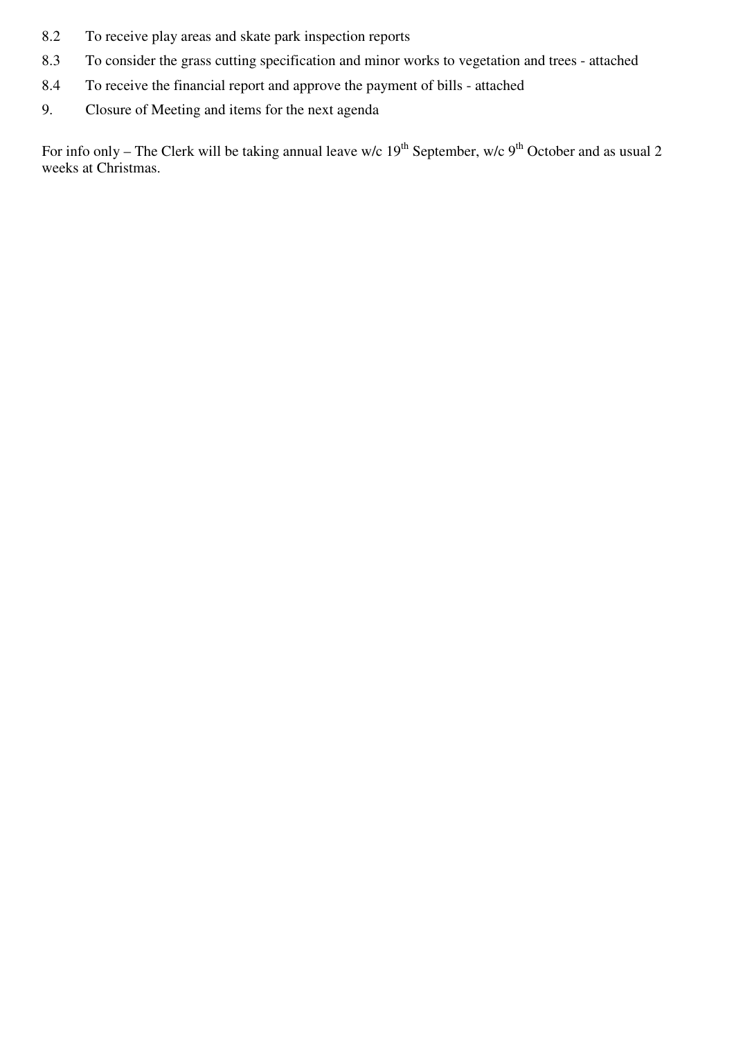8.2 To receive play areas and skate park inspection reports

8.3 To consider the grass cutting specification and minor works to vegetation and trees - attached

8.4 To receive the financial report and approve the payment of bills - attached

9. Closure of Meeting and items for the next agenda

For info only – The Clerk will be taking annual leave w/c 19th September, w/c 9th October and as usual 2 weeks at Christmas.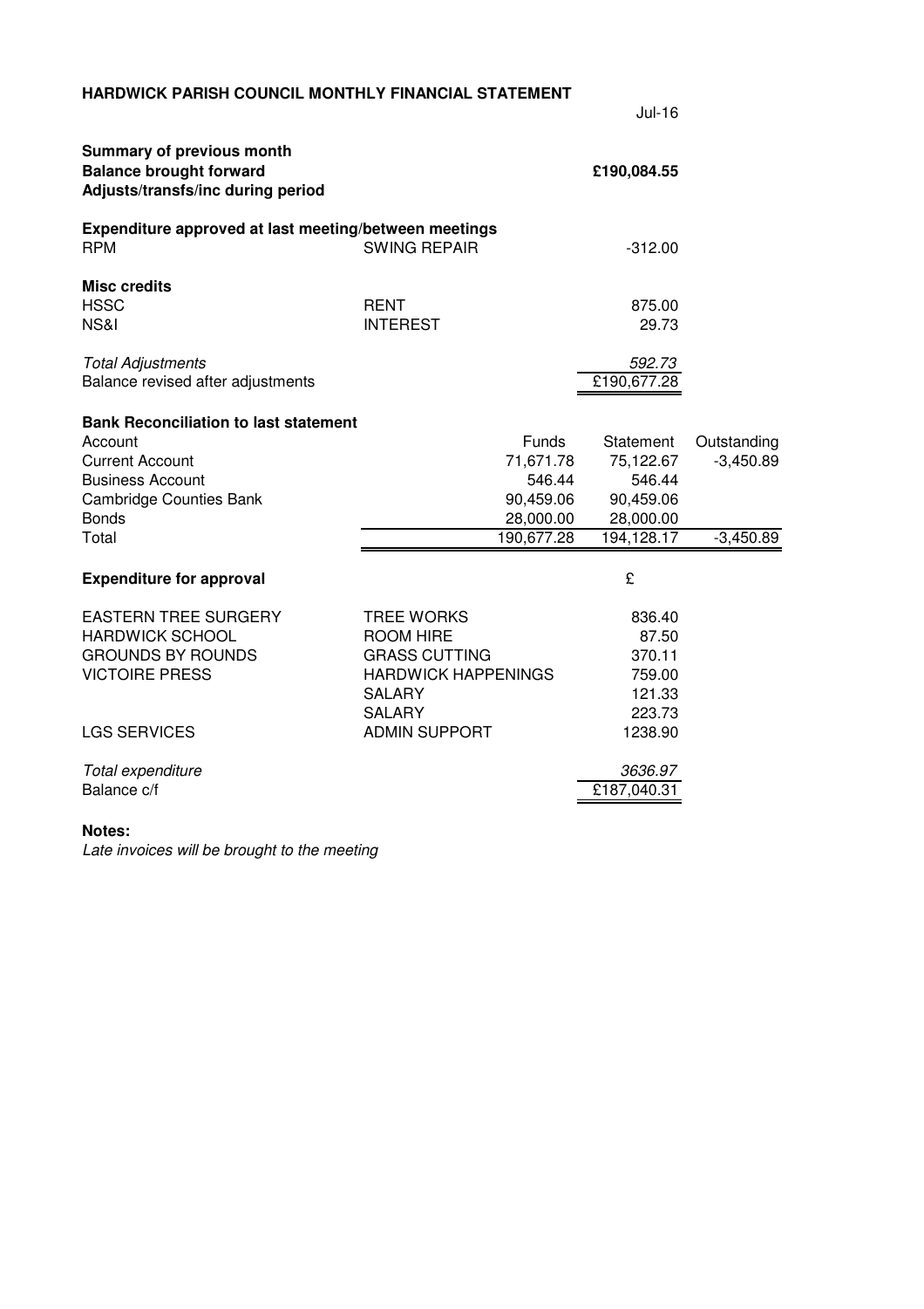**HARDWICK PARISH COUNCIL MONTHLY FINANCIAL STATEMENT**

Jul-16

**Summary of previous month**
**Balance brought forward** **£190,084.55**
**Adjusts/transfs/inc during period**

**Expenditure approved at last meeting/between meetings**

| | | |
|---|---|---|
| RPM | SWING REPAIR | -312.00 |

**Misc credits**

| | | |
|---|---|---|
| HSSC | RENT | 875.00 |
| NS&I | INTEREST | 29.73 |
| *Total Adjustments* | | *592.73* |
| Balance revised after adjustments | | £190,677.28 |

**Bank Reconciliation to last statement**

| Account | Funds | Statement | Outstanding |
|---|---|---|---|
| Current Account | 71,671.78 | 75,122.67 | -3,450.89 |
| Business Account | 546.44 | 546.44 | |
| Cambridge Counties Bank | 90,459.06 | 90,459.06 | |
| Bonds | 28,000.00 | 28,000.00 | |
| Total | 190,677.28 | 194,128.17 | -3,450.89 |

**Expenditure for approval**

| | | £ |
|---|---|---|
| EASTERN TREE SURGERY | TREE WORKS | 836.40 |
| HARDWICK SCHOOL | ROOM HIRE | 87.50 |
| GROUNDS BY ROUNDS | GRASS CUTTING | 370.11 |
| VICTOIRE PRESS | HARDWICK HAPPENINGS | 759.00 |
| | SALARY | 121.33 |
| | SALARY | 223.73 |
| LGS SERVICES | ADMIN SUPPORT | 1238.90 |
| *Total expenditure* | | *3636.97* |
| Balance c/f | | £187,040.31 |

**Notes:**

*Late invoices will be brought to the meeting*